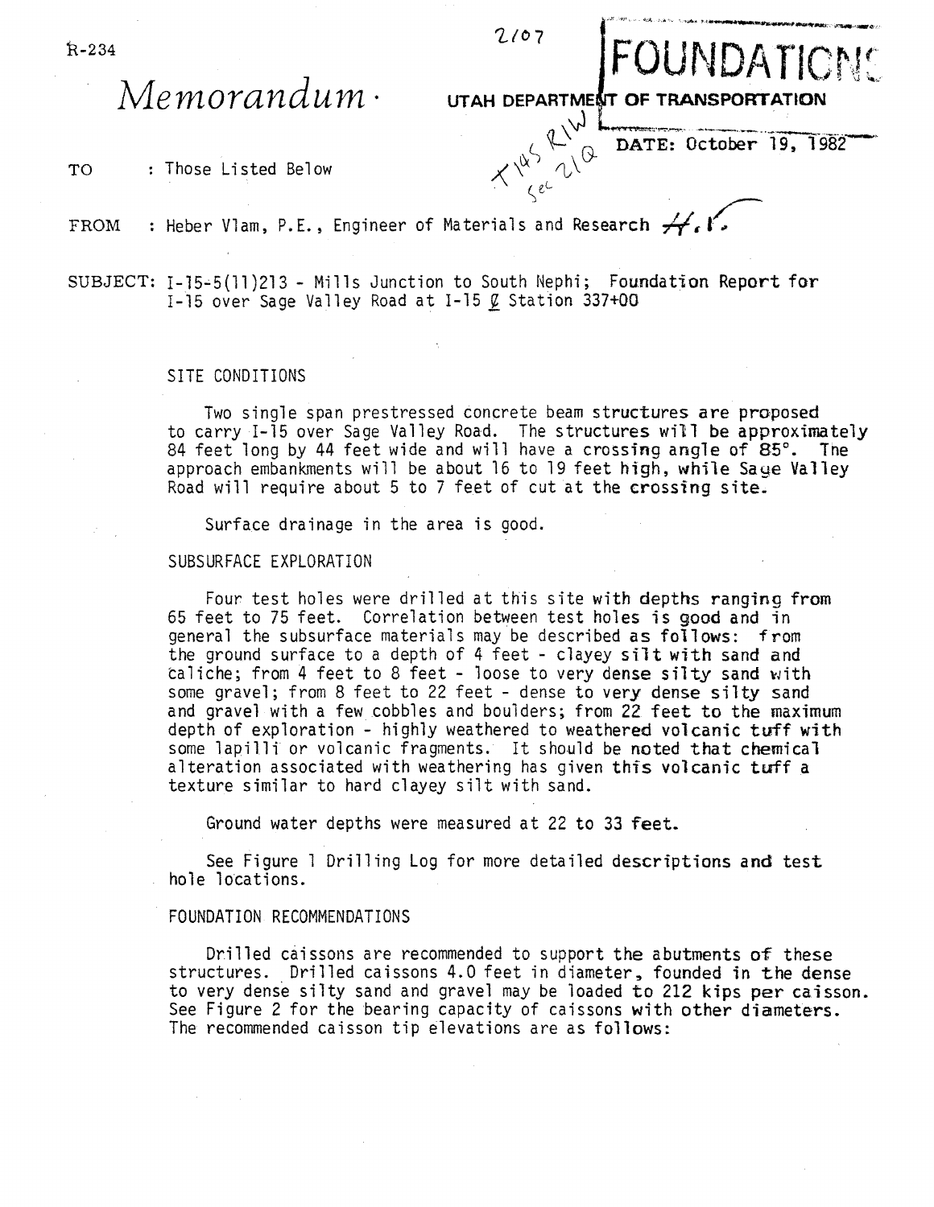R-234

2/07

# FOUNDATIONS

*Memorandum*

**UTAH DEPARTMENT OF TRANSPORTATION**

T14S R1W Sec 21Q

**DATE: October 19, 1982**

TO : Those Listed Below

FROM : Heber Vlam, P.E., Engineer of Materials and Research H.V.

SUBJECT: I-15-5(11)213 - Mills Junction to South Nephi; Foundation Report for I-15 over Sage Valley Road at I-15 ℄ Station 337+00

## SITE CONDITIONS

Two single span prestressed concrete beam structures are proposed to carry I-15 over Sage Valley Road. The structures will be approximately 84 feet long by 44 feet wide and will have a crossing angle of 85°. The approach embankments will be about 16 to 19 feet high, while Sage Valley Road will require about 5 to 7 feet of cut at the crossing site.

Surface drainage in the area is good.

## SUBSURFACE EXPLORATION

Four test holes were drilled at this site with depths ranging from 65 feet to 75 feet. Correlation between test holes is good and in general the subsurface materials may be described as follows: from the ground surface to a depth of 4 feet - clayey silt with sand and caliche; from 4 feet to 8 feet - loose to very dense silty sand with some gravel; from 8 feet to 22 feet - dense to very dense silty sand and gravel with a few cobbles and boulders; from 22 feet to the maximum depth of exploration - highly weathered to weathered volcanic tuff with some lapilli or volcanic fragments. It should be noted that chemical alteration associated with weathering has given this volcanic tuff a texture similar to hard clayey silt with sand.

Ground water depths were measured at 22 to 33 feet.

See Figure 1 Drilling Log for more detailed descriptions and test hole locations.

## FOUNDATION RECOMMENDATIONS

Drilled caissons are recommended to support the abutments of these structures. Drilled caissons 4.0 feet in diameter, founded in the dense to very dense silty sand and gravel may be loaded to 212 kips per caisson. See Figure 2 for the bearing capacity of caissons with other diameters. The recommended caisson tip elevations are as follows: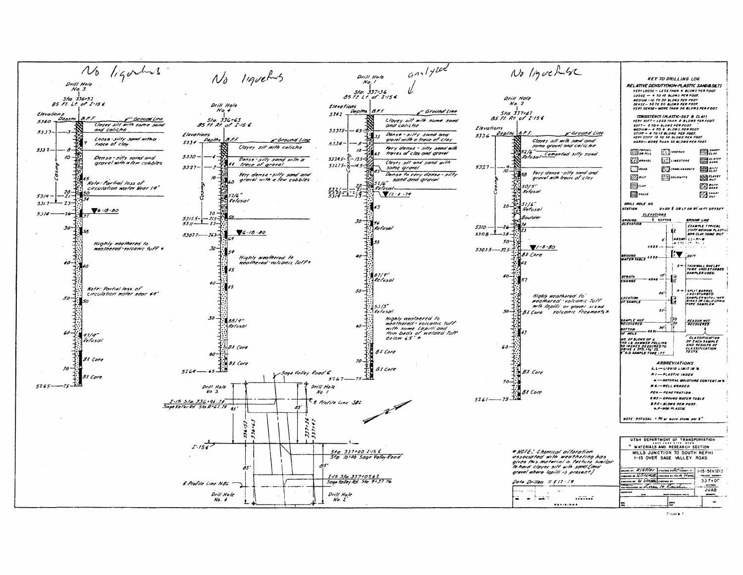No liquefaction

**Drill Hole No. 3**
Sta. 336+52
85 Ft. Lt. of I-15 ℄

Elevations / Depths / B.P.F. / Ground Line

- 5340 — Clayey silt with some sand and caliche
- 5337 — 3 — Loose-silty sand with a trace of clay — 9
- 5332 — 8 — Dense-silty sand and gravel with a few cobbles — 10 — 45
- Note: Partial loss of circulation water near 14'
- 5319 — 21 — 50
- 5317 — 23 — 34
- 5314 — 26 — 37 — ▼6-18-80
- 58
- Highly weathered to weathered-volcanic tuff *
- 40
- Note: Partial loss of circulation water near 49'
- 50
- 93/4" Refusal
- BX Core
- BX Core
- 5265 — 75

No liquefaction

**Drill Hole No. 4**
Sta. 336+63
85 Ft. Rt. of I-15 ℄

- 5334 — Clayey silt with caliche
- 5330 — 4 — Dense-silty sand with a trace of gravel — 44
- 5327 — 7 — Very dense-silty sand and gravel with a few cobbles — 60
- 52/6" Refusal
- 5312.5 — 21.5 — 50
- 5311 — 23
- 5307.7 — 26.3 — ▼6-18-80 — 69
- Highly weathered to weathered-volcanic tuff *
- 54
- 45
- 45
- 88/9" Refusal
- BX Core
- BX Core
- 5269 — 65

analyzed

**Drill Hole No. 1**
Sta. 337+36
85 Ft. Lt. of I-15 ℄

- 5342 — Clayey silt with some sand and caliche
- 5337.5 — 4.5 — Dense-silty sand and gravel with a trace of clay — 33
- 5334 — 8 — Very dense-silty sand with traces of clay and gravel — 61
- 5329.5 — 12.5 — Clayey silt and sand with some gravel
- 5327.5 — 14.5 — Dense to very dense-silty sand and gravel — 43
- 52/6" Refusal
- 5321 — 21
- 5320.5 — 21.5
- 5319 — 23 — ▼12-4-79
- 43
- 96 Refusal
- 55
- 87/9" Refusal
- 50/3" Refusal
- Highly weathered to weathered-volcanic tuff with some lapilli and thin beds of welded tuff below 65' *
- BX Core
- BX Core
- 5267 — 75

No liquefaction

**Drill Hole No. 2**
Sta. 337+47
85 Ft. Rt. of I-15 ℄

- 5336 — Clayey silt with sand and some gravel and caliche
- 52/6" Refusal — Cemented silty sand
- 5327 — 9 — Very dense-silty sand and gravel with traces of clay — 58
- 50/5" Refusal
- 51/6" Refusal
- Boulder
- 5310 — 26 — 74
- 5308 — 28 — 23
- 5303.5 — 32.5 — ▼1-8-80 — BX Core
- 62
- 57
- Highly weathered to weathered-volcanic tuff with lapilli or gravel sized volcanic fragments *
- BX Core
- 47
- BX Core
- BX Core
- 5261 — 75

Sage Valley Road ℄
Drill Hole No. 3 — Drill Hole No. 1
I-15 Sta. 336+96.24 / Sage Valley Rd. Sta 10+67.74 — 85' — 85'
℄ Profile Line SBL
I-15 ℄
336+52 — 336+63 — 337+36 — 337+47
Sta. 337+00 I-15 ℄ / Sta. 10+00 Sage Valley Road
I-15 Sta. 337+05.62 / Sage Valley Rd. Sta. 9+37.76
℄ Profile Line NBL
Drill Hole No. 4 — Drill Hole No. 2

*NOTE: Chemical alteration associated with weathering has given this material a texture similar to hard clayey silt with sand (and gravel where lapilli is present)

Date Drilled 11 & 12-79

## KEY TO DRILLING LOG

**RELATIVE DENSITY (NON-PLASTIC SAND & SILT)**
- VERY LOOSE – LESS THAN 4 BLOWS PER FOOT
- LOOSE – 4 TO 10 BLOWS PER FOOT
- MEDIUM – 10 TO 30 BLOWS PER FOOT
- DENSE – 30 TO 50 BLOWS PER FOOT
- VERY DENSE – MORE THAN 50 BLOWS PER FOOT

**CONSISTENCY (PLASTIC-SILT & CLAY)**
- VERY SOFT – LESS THAN 2 BLOWS PER FOOT
- SOFT – 2 TO 4 BLOWS PER FOOT
- MEDIUM – 4 TO 8 BLOWS PER FOOT
- STIFF – 8 TO 15 BLOWS PER FOOT
- VERY STIFF 15 TO 30 BLOWS PER FOOT
- HARD – MORE THAN 30 BLOWS PER FOOT

TOPSOIL OR FILL, IGNEOUS, SANDY CLAY, GRAVEL, LIMESTONE, CLAYEY SAND, SAND, CONGLOMERATE, SILTY CLAY, SILT, DOLOMITE, CLAYEY SILT, CLAY, SILTY SAND, SHALE, SANDY SILT

DRILL HOLE NO
STATION 0+00 ℄ OR LT OR RT IN FT OFFSET
GROUND ELEVATION — ELEVATIONS — DEPTHS — GROUND LINE
EXAMPLE TYPICAL STIFF MEDIUM PLASTIC BRN CLAY, SOME SILT
AASHO LL-PI-W
GROUND WATER TABLE — DATE
THINWALL SHELBY TUBE UNDISTURBED SAMPLER USED.
STRATA CHANGE
SPLIT BARREL UNDISTURBED SAMPLER WITH LINER RINGS OR CALIFORNIA TYPE SAMPLER
LOCATION OF SAMPLE
SAMPLE NOT RECOVERED — REASON NOT RECOVERED
BOTTOM OF HOLE
NO. OF BLOWS OF A 140 LB. HAMMER FALLING 30 INCHES REQUIRED TO DRIVE A STD. 1⅜" I.D. 2" O.D SAMPLE TUBE 1 FT.
CLASSIFICATION OF EACH SAMPLE AND RESULTS OF CLASSIFICATION TESTS.

**ABBREVIATIONS**
- L.L.—LIQUID LIMIT IN %
- P.I.—PLASTIC INDEX
- W—NATURAL MOISTURE CONTENT IN %
- W.G.—WELL GRADED
- PEN—PENETRATION
- GWT—GROUND WATER TABLE
- B.P.F.—BLOWS PER FOOT
- N.P.—NON PLASTIC

NOTE: REFUSAL = 50 or more blows per 6"

UTAH DEPARTMENT OF TRANSPORTATION
SALT LAKE CITY, UTAH
MATERIALS AND RESEARCH SECTION
MILLS JUNCTION TO SOUTH NEPHI
I-15 OVER SAGE VALLEY ROAD

I-15-5(11)213
337+00
JUAB

Figure 4